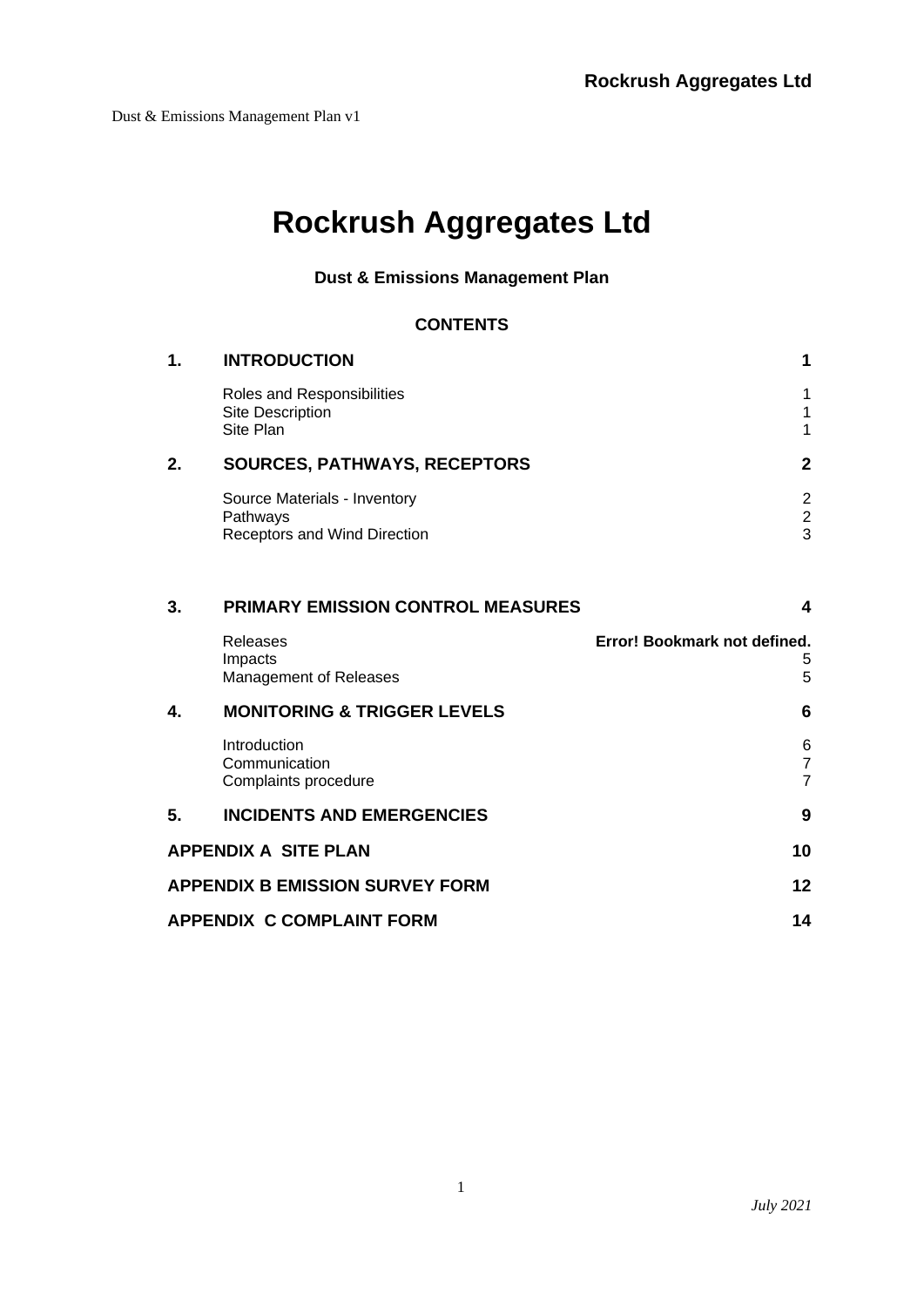# Rockrush Aggregates Ltd

**Dust & Emissions Management Plan**

**CONTENTS**

| | | |
|---|---|---|
| **1.** | **INTRODUCTION** | **1** |
| | Roles and Responsibilities | 1 |
| | Site Description | 1 |
| | Site Plan | 1 |
| **2.** | **SOURCES, PATHWAYS, RECEPTORS** | **2** |
| | Source Materials - Inventory | 2 |
| | Pathways | 2 |
| | Receptors and Wind Direction | 3 |
| **3.** | **PRIMARY EMISSION CONTROL MEASURES** | **4** |
| | Releases | **Error! Bookmark not defined.** |
| | Impacts | 5 |
| | Management of Releases | 5 |
| **4.** | **MONITORING & TRIGGER LEVELS** | **6** |
| | Introduction | 6 |
| | Communication | 7 |
| | Complaints procedure | 7 |
| **5.** | **INCIDENTS AND EMERGENCIES** | **9** |
| **APPENDIX A SITE PLAN** | | **10** |
| **APPENDIX B EMISSION SURVEY FORM** | | **12** |
| **APPENDIX C COMPLAINT FORM** | | **14** |

*July 2021*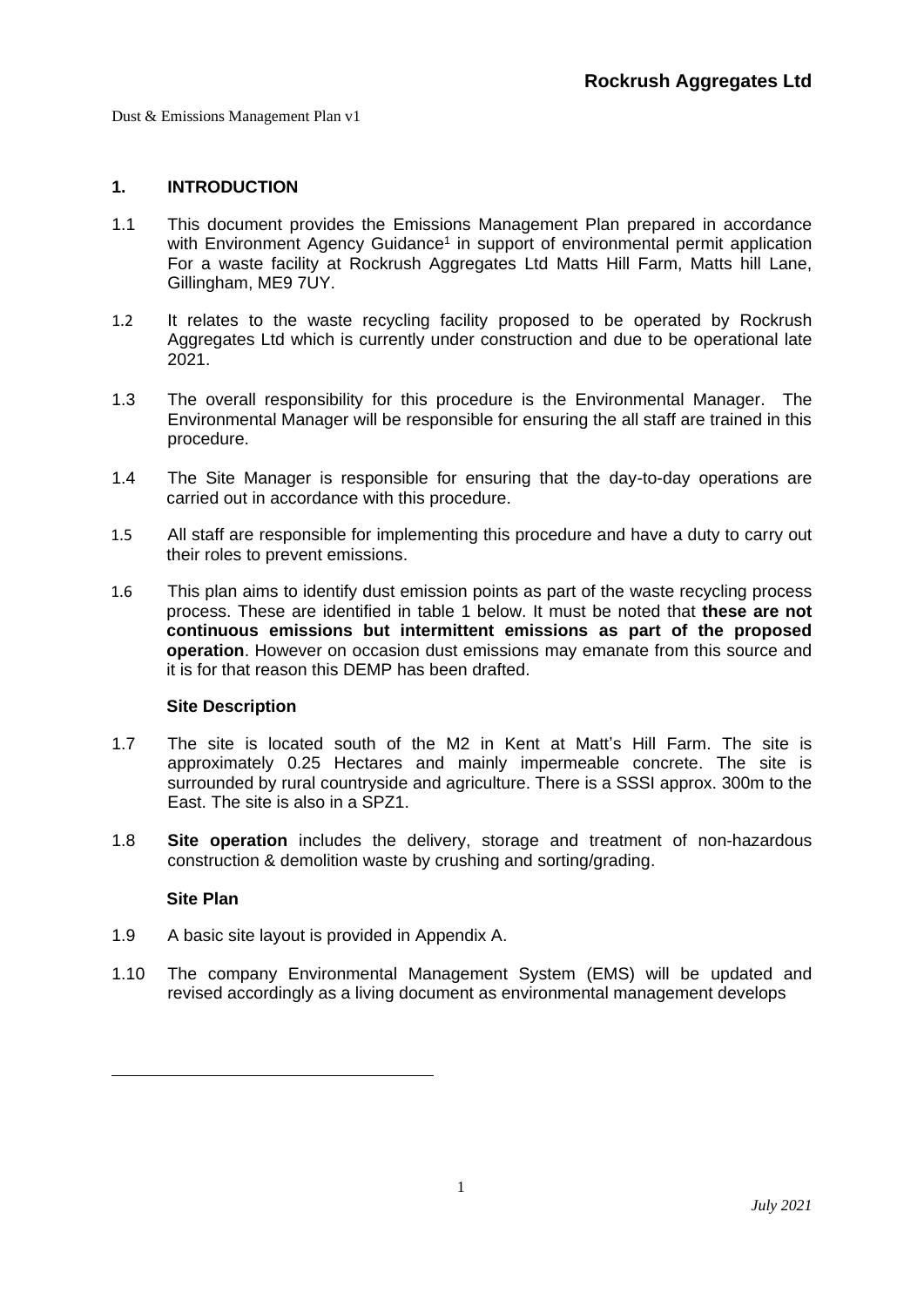## 1. INTRODUCTION

1.1 This document provides the Emissions Management Plan prepared in accordance with Environment Agency Guidance[1] in support of environmental permit application For a waste facility at Rockrush Aggregates Ltd Matts Hill Farm, Matts hill Lane, Gillingham, ME9 7UY.

1.2 It relates to the waste recycling facility proposed to be operated by Rockrush Aggregates Ltd which is currently under construction and due to be operational late 2021.

1.3 The overall responsibility for this procedure is the Environmental Manager. The Environmental Manager will be responsible for ensuring the all staff are trained in this procedure.

1.4 The Site Manager is responsible for ensuring that the day-to-day operations are carried out in accordance with this procedure.

1.5 All staff are responsible for implementing this procedure and have a duty to carry out their roles to prevent emissions.

1.6 This plan aims to identify dust emission points as part of the waste recycling process process. These are identified in table 1 below. It must be noted that **these are not continuous emissions but intermittent emissions as part of the proposed operation**. However on occasion dust emissions may emanate from this source and it is for that reason this DEMP has been drafted.

### Site Description

1.7 The site is located south of the M2 in Kent at Matt's Hill Farm. The site is approximately 0.25 Hectares and mainly impermeable concrete. The site is surrounded by rural countryside and agriculture. There is a SSSI approx. 300m to the East. The site is also in a SPZ1.

1.8 **Site operation** includes the delivery, storage and treatment of non-hazardous construction & demolition waste by crushing and sorting/grading.

### Site Plan

1.9 A basic site layout is provided in Appendix A.

1.10 The company Environmental Management System (EMS) will be updated and revised accordingly as a living document as environmental management develops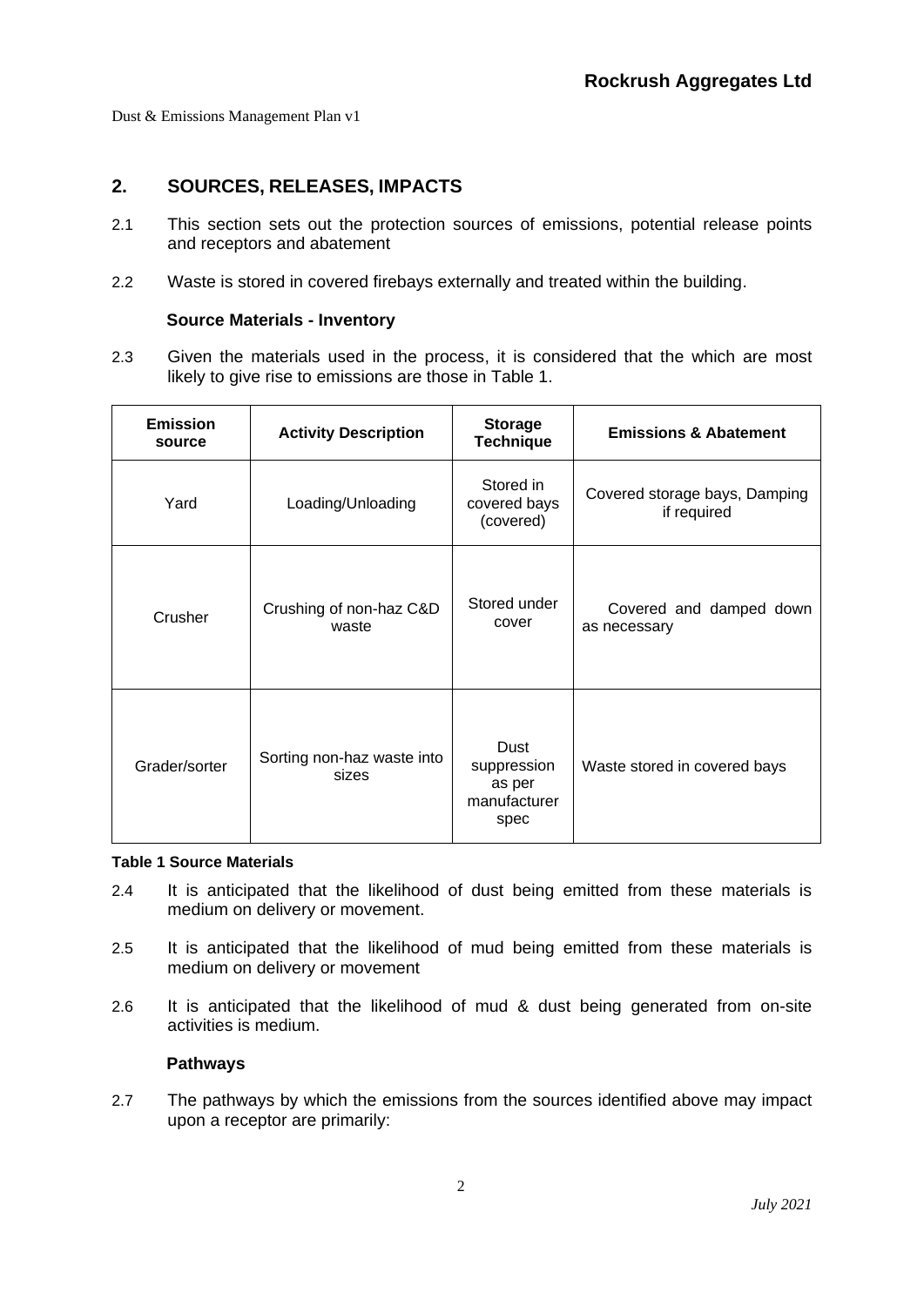## 2. SOURCES, RELEASES, IMPACTS

2.1 This section sets out the protection sources of emissions, potential release points and receptors and abatement

2.2 Waste is stored in covered firebays externally and treated within the building.

**Source Materials - Inventory**

2.3 Given the materials used in the process, it is considered that the which are most likely to give rise to emissions are those in Table 1.

| Emission source | Activity Description | Storage Technique | Emissions & Abatement |
|---|---|---|---|
| Yard | Loading/Unloading | Stored in covered bays (covered) | Covered storage bays, Damping if required |
| Crusher | Crushing of non-haz C&D waste | Stored under cover | Covered and damped down as necessary |
| Grader/sorter | Sorting non-haz waste into sizes | Dust suppression as per manufacturer spec | Waste stored in covered bays |

**Table 1 Source Materials**

2.4 It is anticipated that the likelihood of dust being emitted from these materials is medium on delivery or movement.

2.5 It is anticipated that the likelihood of mud being emitted from these materials is medium on delivery or movement

2.6 It is anticipated that the likelihood of mud & dust being generated from on-site activities is medium.

**Pathways**

2.7 The pathways by which the emissions from the sources identified above may impact upon a receptor are primarily: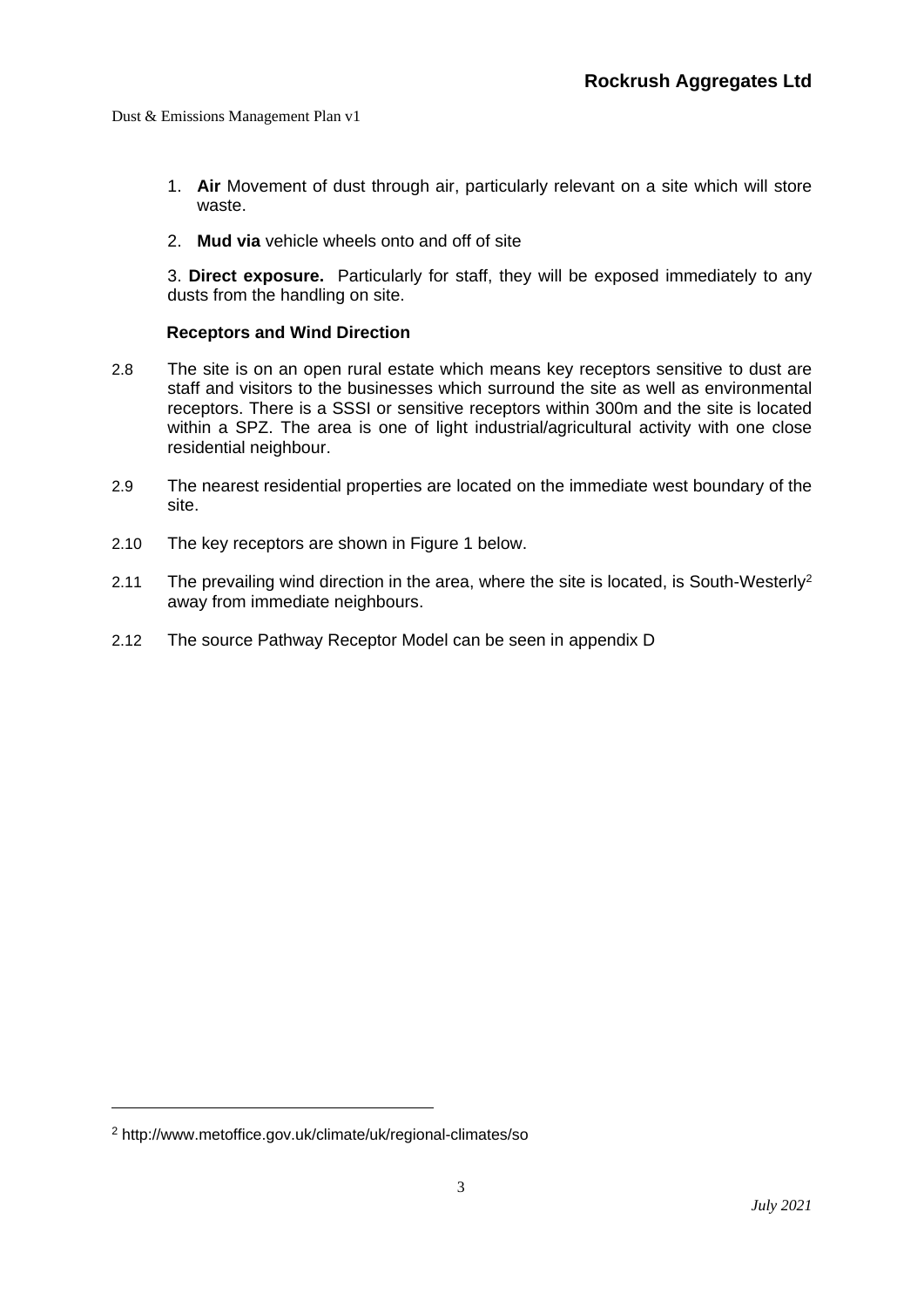1. **Air** Movement of dust through air, particularly relevant on a site which will store waste.

2. **Mud via** vehicle wheels onto and off of site

3. **Direct exposure.** Particularly for staff, they will be exposed immediately to any dusts from the handling on site.

**Receptors and Wind Direction**

2.8 The site is on an open rural estate which means key receptors sensitive to dust are staff and visitors to the businesses which surround the site as well as environmental receptors. There is a SSSI or sensitive receptors within 300m and the site is located within a SPZ. The area is one of light industrial/agricultural activity with one close residential neighbour.

2.9 The nearest residential properties are located on the immediate west boundary of the site.

2.10 The key receptors are shown in Figure 1 below.

2.11 The prevailing wind direction in the area, where the site is located, is South-Westerly[2] away from immediate neighbours.

2.12 The source Pathway Receptor Model can be seen in appendix D

---

[2] http://www.metoffice.gov.uk/climate/uk/regional-climates/so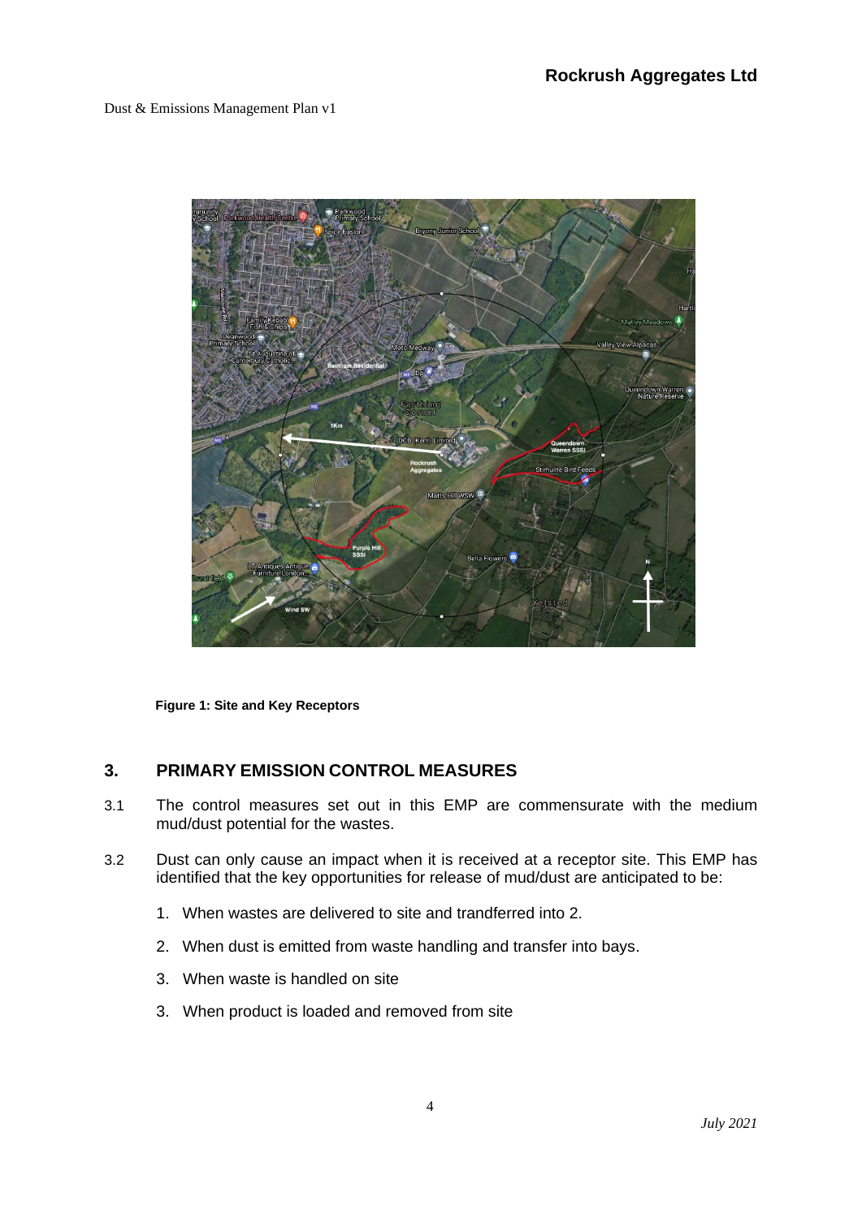Figure 1: Site and Key Receptors

## 3. PRIMARY EMISSION CONTROL MEASURES

3.1 The control measures set out in this EMP are commensurate with the medium mud/dust potential for the wastes.

3.2 Dust can only cause an impact when it is received at a receptor site. This EMP has identified that the key opportunities for release of mud/dust are anticipated to be:

1. When wastes are delivered to site and trandferred into 2.
2. When dust is emitted from waste handling and transfer into bays.
3. When waste is handled on site
3. When product is loaded and removed from site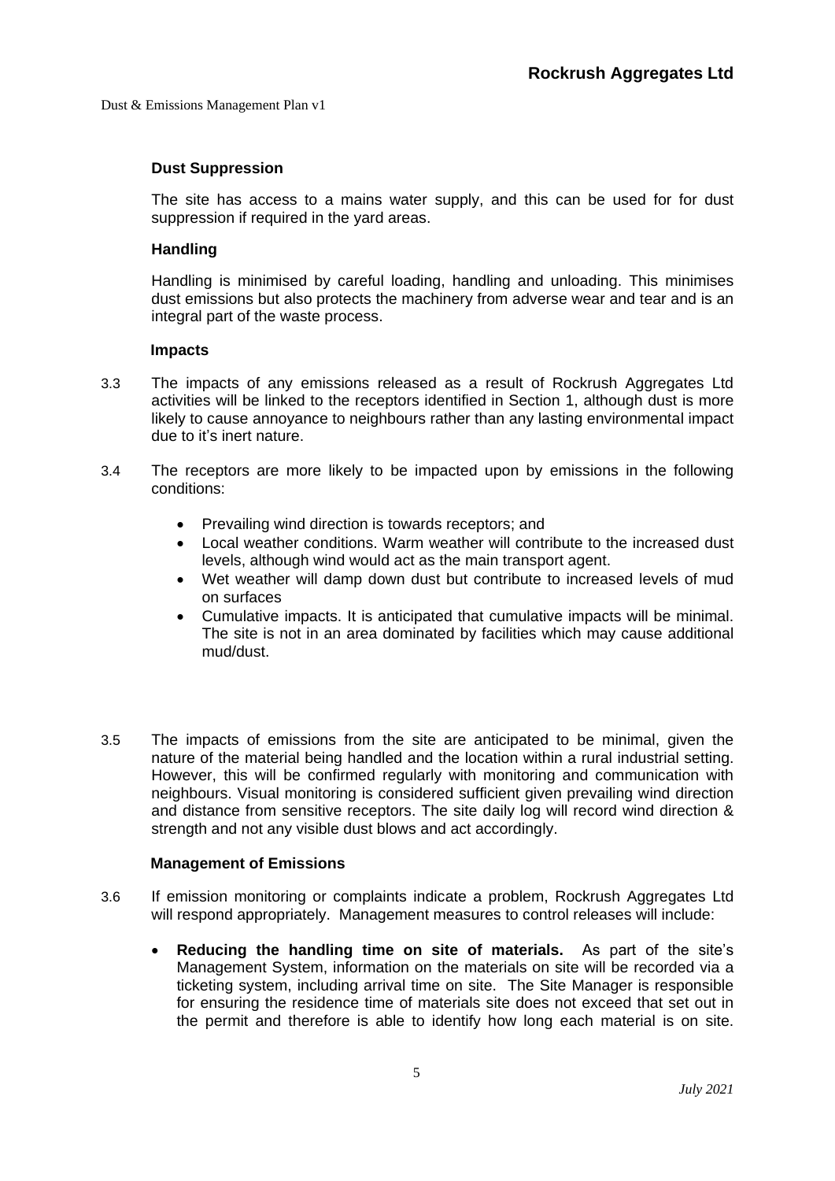**Dust Suppression**

The site has access to a mains water supply, and this can be used for for dust suppression if required in the yard areas.

**Handling**

Handling is minimised by careful loading, handling and unloading. This minimises dust emissions but also protects the machinery from adverse wear and tear and is an integral part of the waste process.

**Impacts**

3.3 The impacts of any emissions released as a result of Rockrush Aggregates Ltd activities will be linked to the receptors identified in Section 1, although dust is more likely to cause annoyance to neighbours rather than any lasting environmental impact due to it's inert nature.

3.4 The receptors are more likely to be impacted upon by emissions in the following conditions:

- Prevailing wind direction is towards receptors; and
- Local weather conditions. Warm weather will contribute to the increased dust levels, although wind would act as the main transport agent.
- Wet weather will damp down dust but contribute to increased levels of mud on surfaces
- Cumulative impacts. It is anticipated that cumulative impacts will be minimal. The site is not in an area dominated by facilities which may cause additional mud/dust.

3.5 The impacts of emissions from the site are anticipated to be minimal, given the nature of the material being handled and the location within a rural industrial setting. However, this will be confirmed regularly with monitoring and communication with neighbours. Visual monitoring is considered sufficient given prevailing wind direction and distance from sensitive receptors. The site daily log will record wind direction & strength and not any visible dust blows and act accordingly.

**Management of Emissions**

3.6 If emission monitoring or complaints indicate a problem, Rockrush Aggregates Ltd will respond appropriately. Management measures to control releases will include:

- **Reducing the handling time on site of materials.** As part of the site's Management System, information on the materials on site will be recorded via a ticketing system, including arrival time on site. The Site Manager is responsible for ensuring the residence time of materials site does not exceed that set out in the permit and therefore is able to identify how long each material is on site.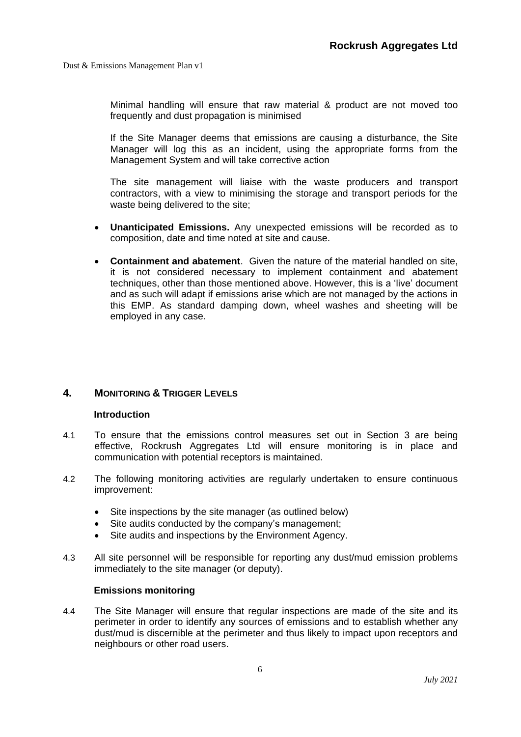Minimal handling will ensure that raw material & product are not moved too frequently and dust propagation is minimised

If the Site Manager deems that emissions are causing a disturbance, the Site Manager will log this as an incident, using the appropriate forms from the Management System and will take corrective action

The site management will liaise with the waste producers and transport contractors, with a view to minimising the storage and transport periods for the waste being delivered to the site;

- **Unanticipated Emissions.** Any unexpected emissions will be recorded as to composition, date and time noted at site and cause.
- **Containment and abatement**. Given the nature of the material handled on site, it is not considered necessary to implement containment and abatement techniques, other than those mentioned above. However, this is a 'live' document and as such will adapt if emissions arise which are not managed by the actions in this EMP. As standard damping down, wheel washes and sheeting will be employed in any case.

## 4. MONITORING & TRIGGER LEVELS

### Introduction

4.1 To ensure that the emissions control measures set out in Section 3 are being effective, Rockrush Aggregates Ltd will ensure monitoring is in place and communication with potential receptors is maintained.

4.2 The following monitoring activities are regularly undertaken to ensure continuous improvement:

- Site inspections by the site manager (as outlined below)
- Site audits conducted by the company's management;
- Site audits and inspections by the Environment Agency.

4.3 All site personnel will be responsible for reporting any dust/mud emission problems immediately to the site manager (or deputy).

### Emissions monitoring

4.4 The Site Manager will ensure that regular inspections are made of the site and its perimeter in order to identify any sources of emissions and to establish whether any dust/mud is discernible at the perimeter and thus likely to impact upon receptors and neighbours or other road users.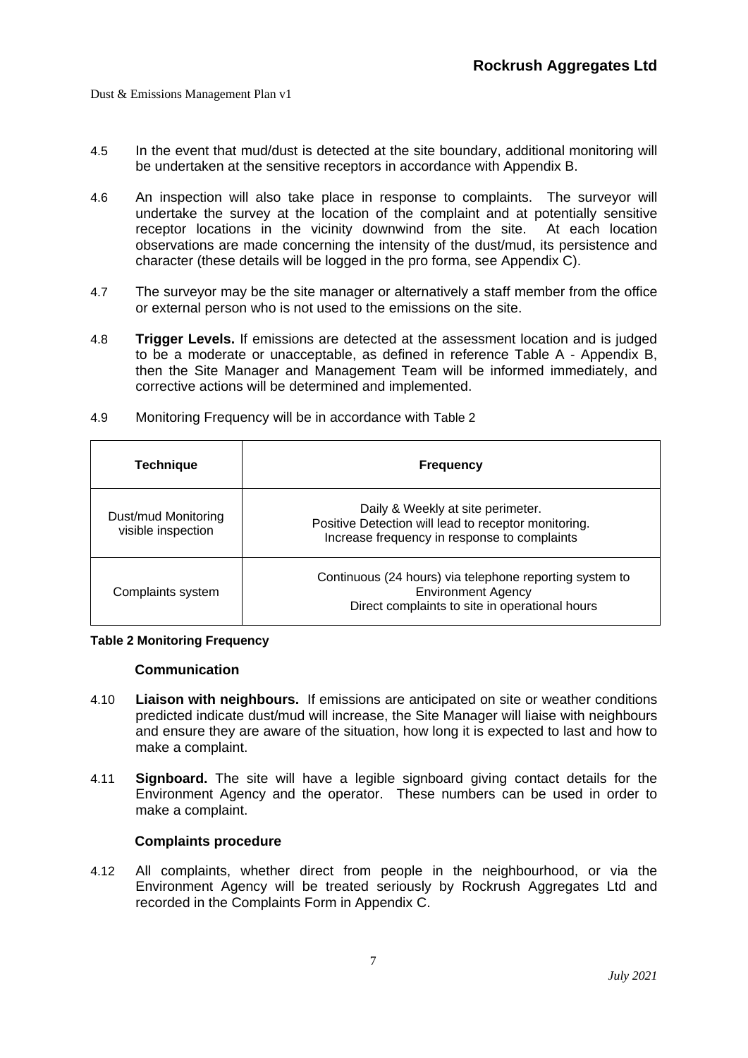4.5 In the event that mud/dust is detected at the site boundary, additional monitoring will be undertaken at the sensitive receptors in accordance with Appendix B.

4.6 An inspection will also take place in response to complaints. The surveyor will undertake the survey at the location of the complaint and at potentially sensitive receptor locations in the vicinity downwind from the site. At each location observations are made concerning the intensity of the dust/mud, its persistence and character (these details will be logged in the pro forma, see Appendix C).

4.7 The surveyor may be the site manager or alternatively a staff member from the office or external person who is not used to the emissions on the site.

4.8 **Trigger Levels.** If emissions are detected at the assessment location and is judged to be a moderate or unacceptable, as defined in reference Table A - Appendix B, then the Site Manager and Management Team will be informed immediately, and corrective actions will be determined and implemented.

4.9 Monitoring Frequency will be in accordance with Table 2

| Technique | Frequency |
|---|---|
| Dust/mud Monitoring visible inspection | Daily & Weekly at site perimeter.<br>Positive Detection will lead to receptor monitoring.<br>Increase frequency in response to complaints |
| Complaints system | Continuous (24 hours) via telephone reporting system to Environment Agency<br>Direct complaints to site in operational hours |

**Table 2 Monitoring Frequency**

**Communication**

4.10 **Liaison with neighbours.** If emissions are anticipated on site or weather conditions predicted indicate dust/mud will increase, the Site Manager will liaise with neighbours and ensure they are aware of the situation, how long it is expected to last and how to make a complaint.

4.11 **Signboard.** The site will have a legible signboard giving contact details for the Environment Agency and the operator. These numbers can be used in order to make a complaint.

**Complaints procedure**

4.12 All complaints, whether direct from people in the neighbourhood, or via the Environment Agency will be treated seriously by Rockrush Aggregates Ltd and recorded in the Complaints Form in Appendix C.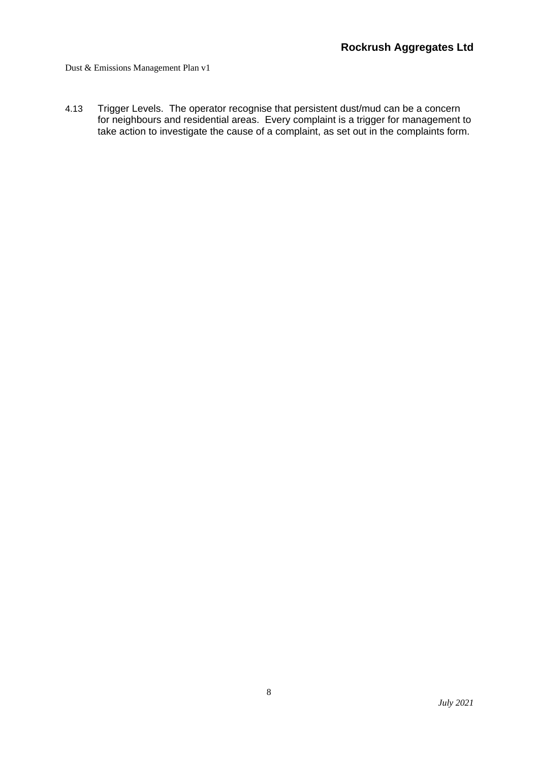4.13 Trigger Levels. The operator recognise that persistent dust/mud can be a concern for neighbours and residential areas. Every complaint is a trigger for management to take action to investigate the cause of a complaint, as set out in the complaints form.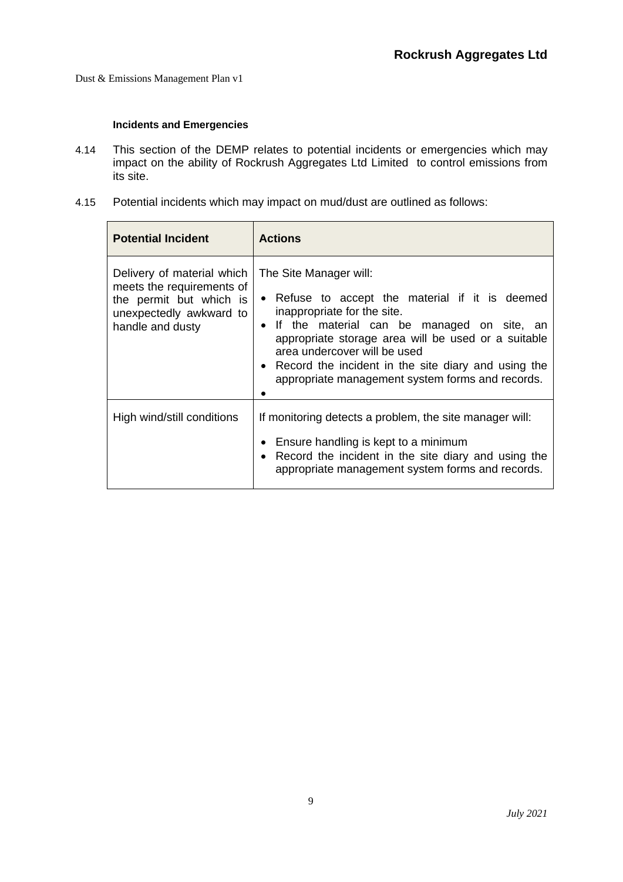### Incidents and Emergencies

4.14 This section of the DEMP relates to potential incidents or emergencies which may impact on the ability of Rockrush Aggregates Ltd Limited to control emissions from its site.

4.15 Potential incidents which may impact on mud/dust are outlined as follows:

| Potential Incident | Actions |
|---|---|
| Delivery of material which meets the requirements of the permit but which is unexpectedly awkward to handle and dusty | The Site Manager will:<br>• Refuse to accept the material if it is deemed inappropriate for the site.<br>• If the material can be managed on site, an appropriate storage area will be used or a suitable area undercover will be used<br>• Record the incident in the site diary and using the appropriate management system forms and records.<br>• |
| High wind/still conditions | If monitoring detects a problem, the site manager will:<br>• Ensure handling is kept to a minimum<br>• Record the incident in the site diary and using the appropriate management system forms and records. |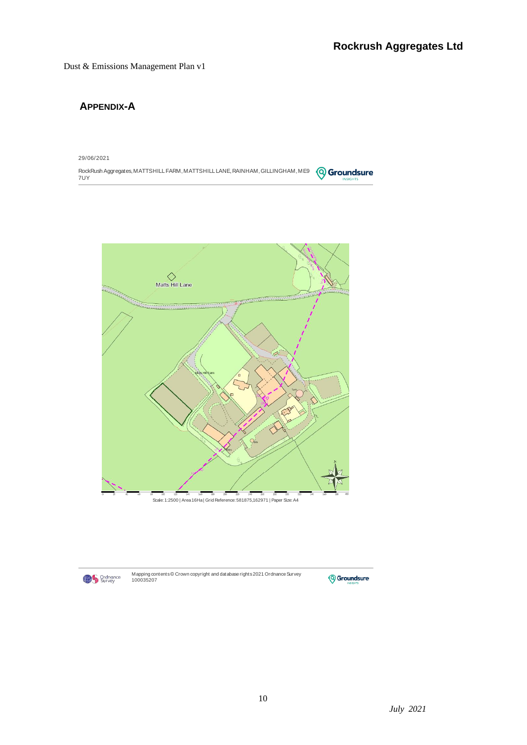## APPENDIX-A

29/06/2021

RockRush Aggregates, MATTSHILL FARM, MATTSHILL LANE, RAINHAM, GILLINGHAM, ME9 7UY

Matts Hill Lane

Scale: 1:2500 | Area 16Ha | Grid Reference: 581875,162971 | Paper Size: A4

Mapping contents © Crown copyright and database rights 2021 Ordnance Survey 100035207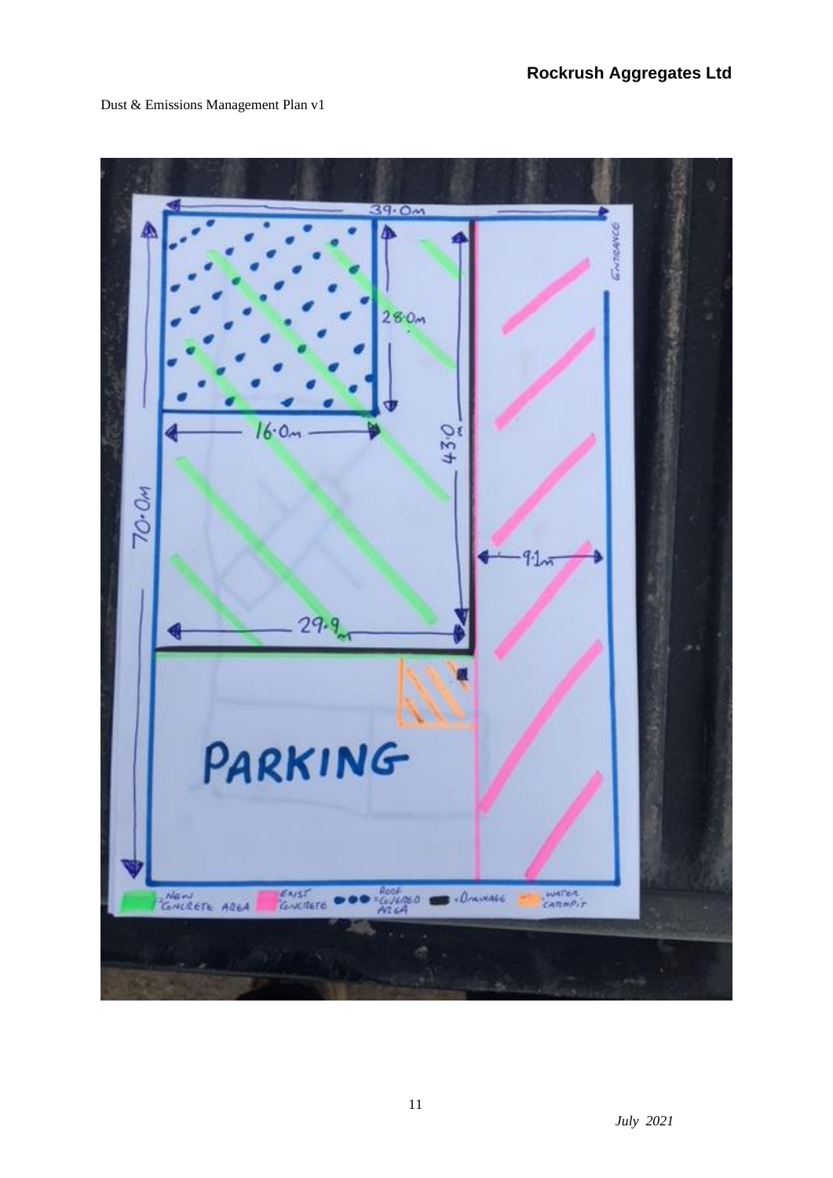39.0m

28.0m

16.0m

43.0m

70.0m

9.1m

29.9m

ENTRANCE

PARKING

= NEW CONCRETE AREA | = EXIST CONCRETE | ●●● = ROOF COVERED AREA | = DRAINAGE | = WATER CATCHPIT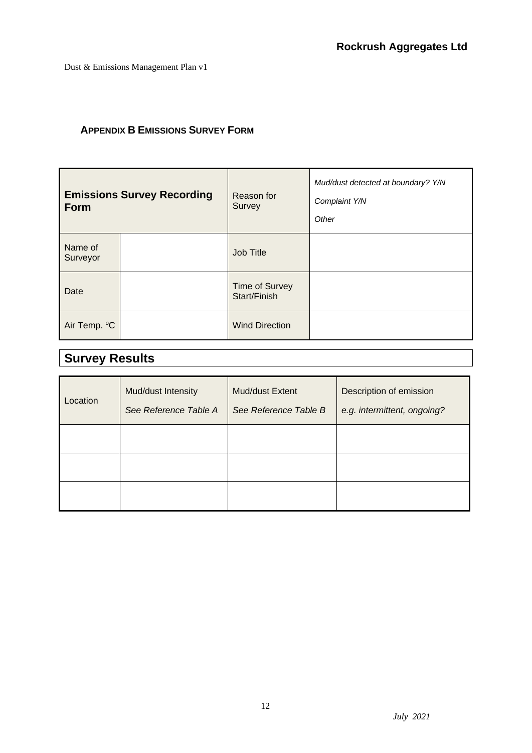## APPENDIX B EMISSIONS SURVEY FORM

| **Emissions Survey Recording Form** | | Reason for Survey | *Mud/dust detected at boundary? Y/N*<br>*Complaint Y/N*<br>*Other* |
|---|---|---|---|
| Name of Surveyor | | Job Title | |
| Date | | Time of Survey Start/Finish | |
| Air Temp. °C | | Wind Direction | |

## Survey Results

| Location | Mud/dust Intensity<br>*See Reference Table A* | Mud/dust Extent<br>*See Reference Table B* | Description of emission<br>*e.g. intermittent, ongoing?* |
|---|---|---|---|
| | | | |
| | | | |
| | | | |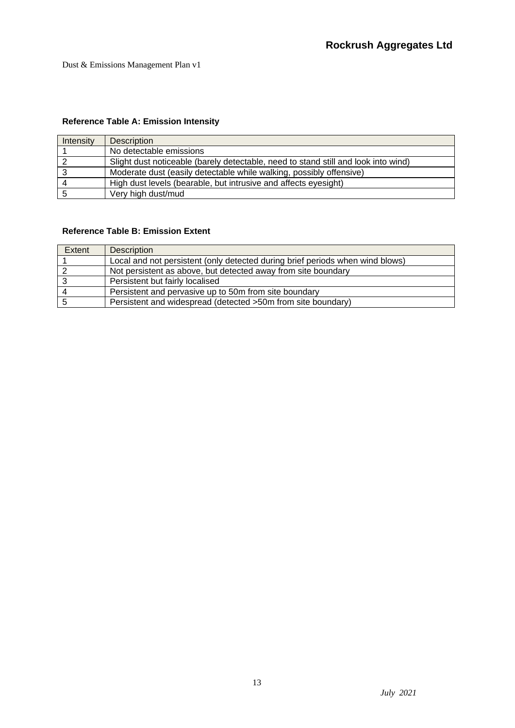**Reference Table A: Emission Intensity**

| Intensity | Description |
|---|---|
| 1 | No detectable emissions |
| 2 | Slight dust noticeable (barely detectable, need to stand still and look into wind) |
| 3 | Moderate dust (easily detectable while walking, possibly offensive) |
| 4 | High dust levels (bearable, but intrusive and affects eyesight) |
| 5 | Very high dust/mud |

**Reference Table B: Emission Extent**

| Extent | Description |
|---|---|
| 1 | Local and not persistent (only detected during brief periods when wind blows) |
| 2 | Not persistent as above, but detected away from site boundary |
| 3 | Persistent but fairly localised |
| 4 | Persistent and pervasive up to 50m from site boundary |
| 5 | Persistent and widespread (detected >50m from site boundary) |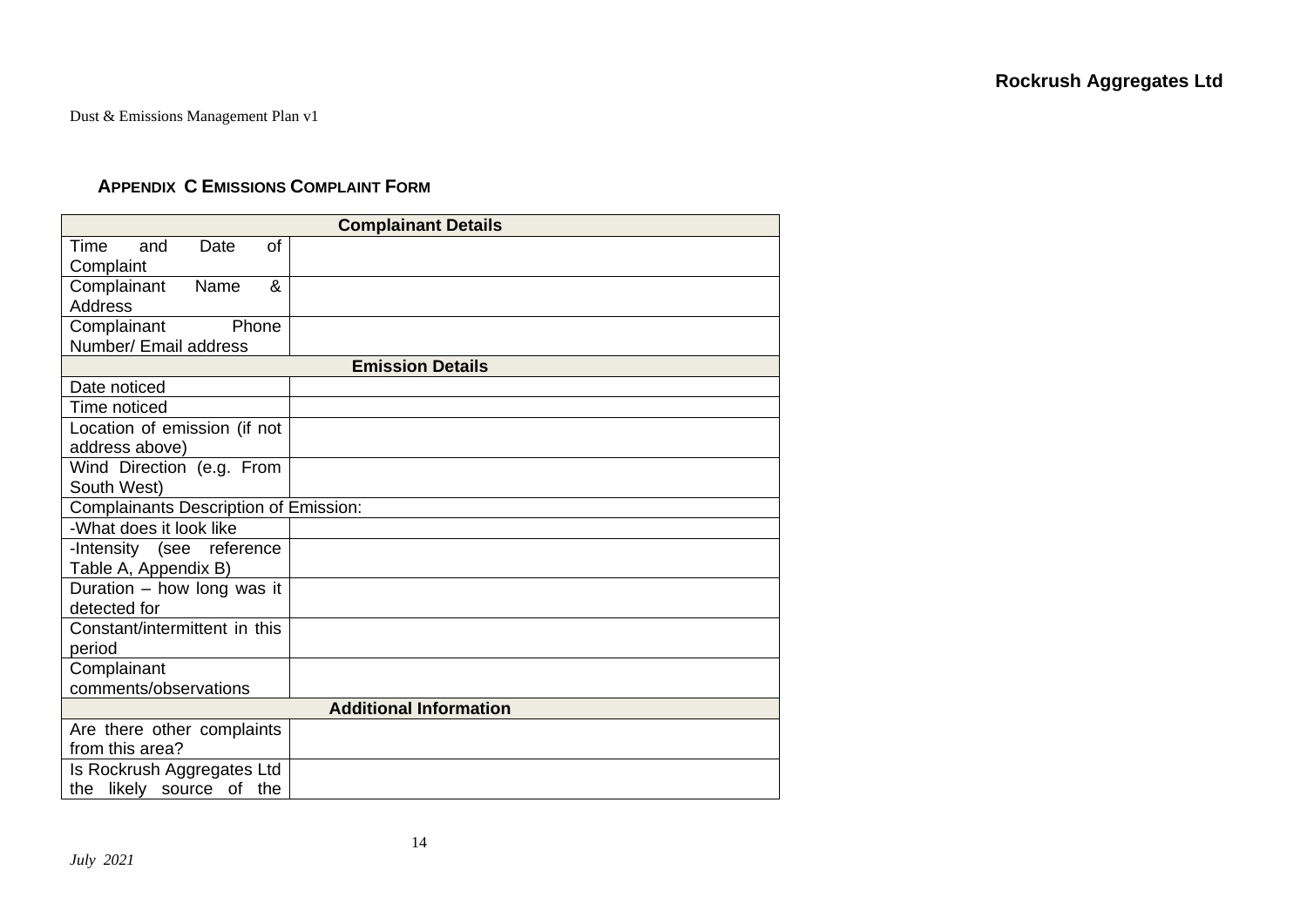## APPENDIX C EMISSIONS COMPLAINT FORM

| **Complainant Details** | |
|---|---|
| Time and Date of Complaint | |
| Complainant Name & Address | |
| Complainant Phone Number/ Email address | |
| **Emission Details** | |
| Date noticed | |
| Time noticed | |
| Location of emission (if not address above) | |
| Wind Direction (e.g. From South West) | |
| Complainants Description of Emission: | |
| -What does it look like | |
| -Intensity (see reference Table A, Appendix B) | |
| Duration – how long was it detected for | |
| Constant/intermittent in this period | |
| Complainant comments/observations | |
| **Additional Information** | |
| Are there other complaints from this area? | |
| Is Rockrush Aggregates Ltd the likely source of the | |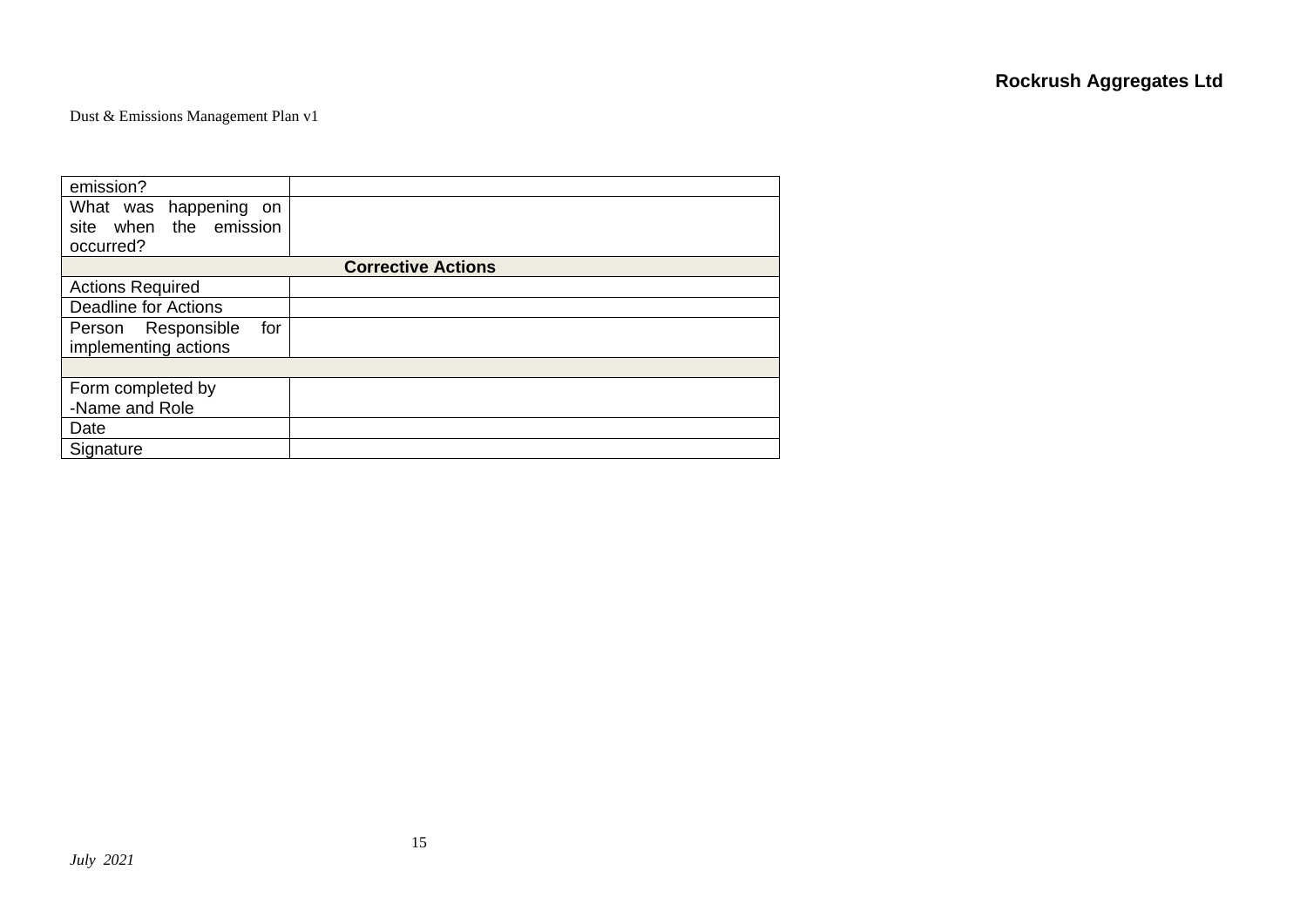| emission? | |
|---|---|
| What was happening on site when the emission occurred? | |
| **Corrective Actions** | |
| Actions Required | |
| Deadline for Actions | |
| Person Responsible for implementing actions | |
| | |
| Form completed by<br>-Name and Role | |
| Date | |
| Signature | |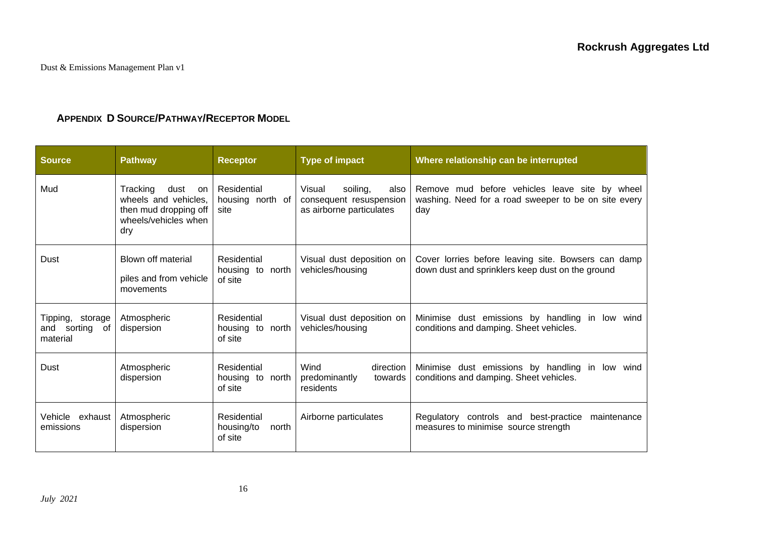## Appendix D Source/Pathway/Receptor Model

| Source | Pathway | Receptor | Type of impact | Where relationship can be interrupted |
|---|---|---|---|---|
| Mud | Tracking dust on wheels and vehicles, then mud dropping off wheels/vehicles when dry | Residential housing north of site | Visual soiling, also consequent resuspension as airborne particulates | Remove mud before vehicles leave site by wheel washing. Need for a road sweeper to be on site every day |
| Dust | Blown off material piles and from vehicle movements | Residential housing to north of site | Visual dust deposition on vehicles/housing | Cover lorries before leaving site. Bowsers can damp down dust and sprinklers keep dust on the ground |
| Tipping, storage and sorting of material | Atmospheric dispersion | Residential housing to north of site | Visual dust deposition on vehicles/housing | Minimise dust emissions by handling in low wind conditions and damping. Sheet vehicles. |
| Dust | Atmospheric dispersion | Residential housing to north of site | Wind direction predominantly towards residents | Minimise dust emissions by handling in low wind conditions and damping. Sheet vehicles. |
| Vehicle exhaust emissions | Atmospheric dispersion | Residential housing/to north of site | Airborne particulates | Regulatory controls and best-practice maintenance measures to minimise source strength |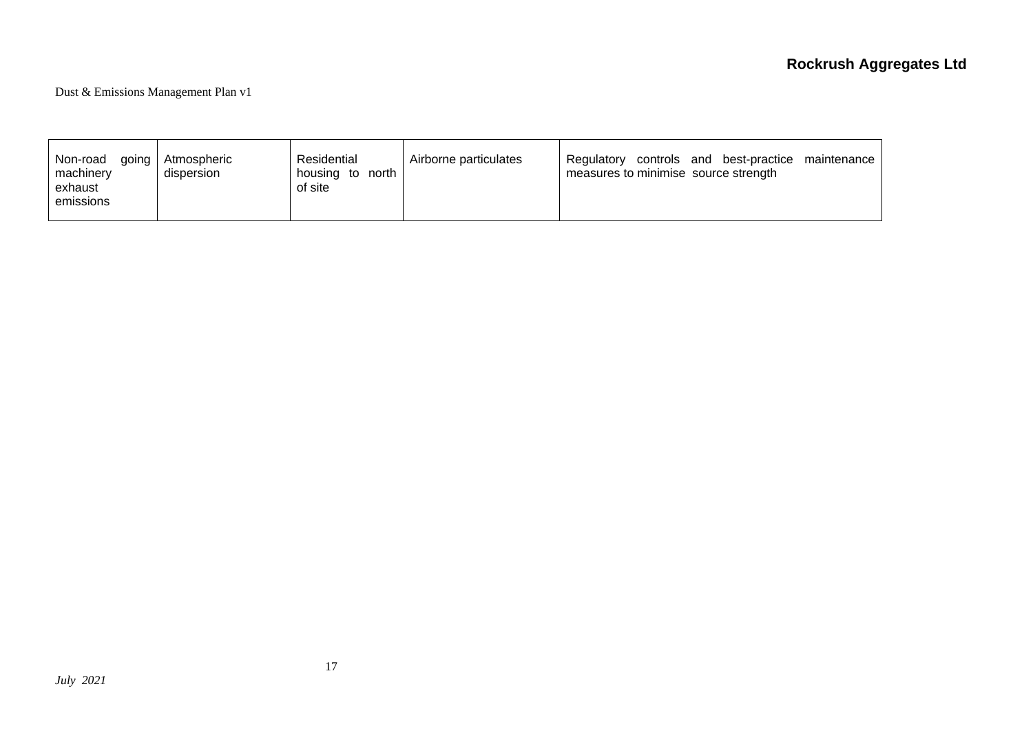| Non-road going machinery exhaust emissions | Atmospheric dispersion | Residential housing to north of site | Airborne particulates | Regulatory controls and best-practice maintenance measures to minimise source strength |
|---|---|---|---|---|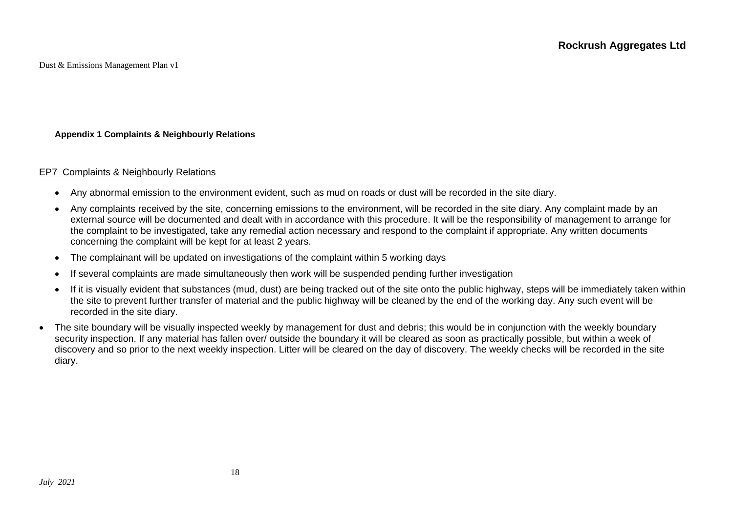**Appendix 1 Complaints & Neighbourly Relations**

EP7 Complaints & Neighbourly Relations

- Any abnormal emission to the environment evident, such as mud on roads or dust will be recorded in the site diary.
- Any complaints received by the site, concerning emissions to the environment, will be recorded in the site diary. Any complaint made by an external source will be documented and dealt with in accordance with this procedure. It will be the responsibility of management to arrange for the complaint to be investigated, take any remedial action necessary and respond to the complaint if appropriate. Any written documents concerning the complaint will be kept for at least 2 years.
- The complainant will be updated on investigations of the complaint within 5 working days
- If several complaints are made simultaneously then work will be suspended pending further investigation
- If it is visually evident that substances (mud, dust) are being tracked out of the site onto the public highway, steps will be immediately taken within the site to prevent further transfer of material and the public highway will be cleaned by the end of the working day. Any such event will be recorded in the site diary.
- The site boundary will be visually inspected weekly by management for dust and debris; this would be in conjunction with the weekly boundary security inspection. If any material has fallen over/ outside the boundary it will be cleared as soon as practically possible, but within a week of discovery and so prior to the next weekly inspection. Litter will be cleared on the day of discovery. The weekly checks will be recorded in the site diary.